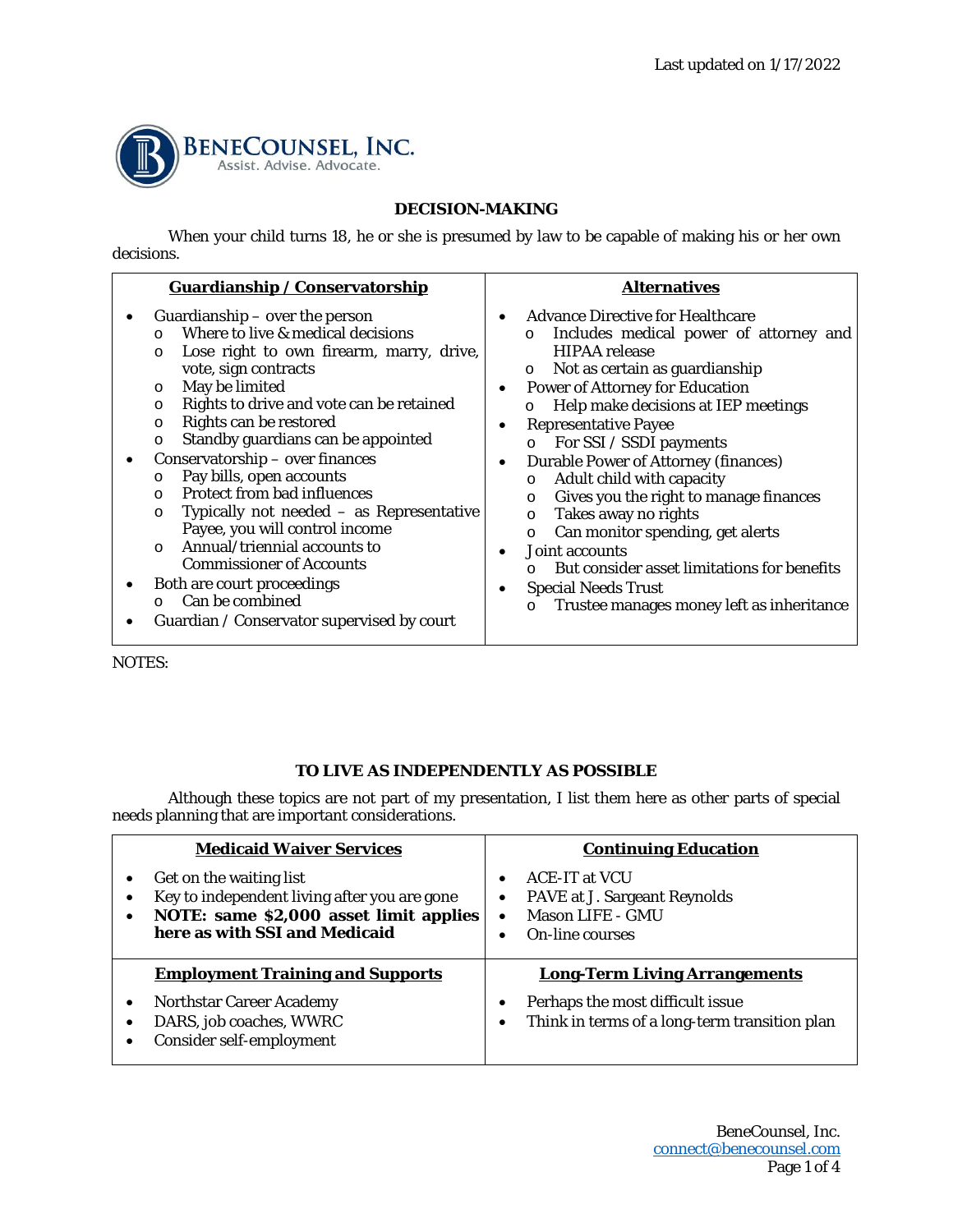Last updated on 1/17/2022

**BENECOUNSEL, INC.**
Assist. Advise. Advocate.

## DECISION-MAKING

When your child turns 18, he or she is presumed by law to be capable of making his or her own decisions.

| **Guardianship / Conservatorship** | **Alternatives** |
|---|---|
| • Guardianship – over the person<br>  ◦ Where to live & medical decisions<br>  ◦ Lose right to own firearm, marry, drive, vote, sign contracts<br>  ◦ May be limited<br>  ◦ Rights to drive and vote can be retained<br>  ◦ Rights can be restored<br>  ◦ Standby guardians can be appointed<br>• Conservatorship – over finances<br>  ◦ Pay bills, open accounts<br>  ◦ Protect from bad influences<br>  ◦ Typically not needed – as Representative Payee, you will control income<br>  ◦ Annual/triennial accounts to Commissioner of Accounts<br>• Both are court proceedings<br>  ◦ Can be combined<br>• Guardian / Conservator supervised by court | • Advance Directive for Healthcare<br>  ◦ Includes medical power of attorney and HIPAA release<br>  ◦ Not as certain as guardianship<br>• Power of Attorney for Education<br>  ◦ Help make decisions at IEP meetings<br>• Representative Payee<br>  ◦ For SSI / SSDI payments<br>• Durable Power of Attorney (finances)<br>  ◦ Adult child with capacity<br>  ◦ Gives you the right to manage finances<br>  ◦ Takes away no rights<br>  ◦ Can monitor spending, get alerts<br>• Joint accounts<br>  ◦ But consider asset limitations for benefits<br>• Special Needs Trust<br>  ◦ Trustee manages money left as inheritance |

NOTES:

## TO LIVE AS INDEPENDENTLY AS POSSIBLE

Although these topics are not part of my presentation, I list them here as other parts of special needs planning that are important considerations.

| **Medicaid Waiver Services** | **Continuing Education** |
|---|---|
| • Get on the waiting list<br>• Key to independent living after you are gone<br>• **NOTE: same $2,000 asset limit applies here as with SSI and Medicaid** | • ACE-IT at VCU<br>• PAVE at J. Sargeant Reynolds<br>• Mason LIFE - GMU<br>• On-line courses |
| **Employment Training and Supports** | **Long-Term Living Arrangements** |
| • Northstar Career Academy<br>• DARS, job coaches, WWRC<br>• Consider self-employment | • Perhaps the most difficult issue<br>• Think in terms of a long-term transition plan |

BeneCounsel, Inc.
connect@benecounsel.com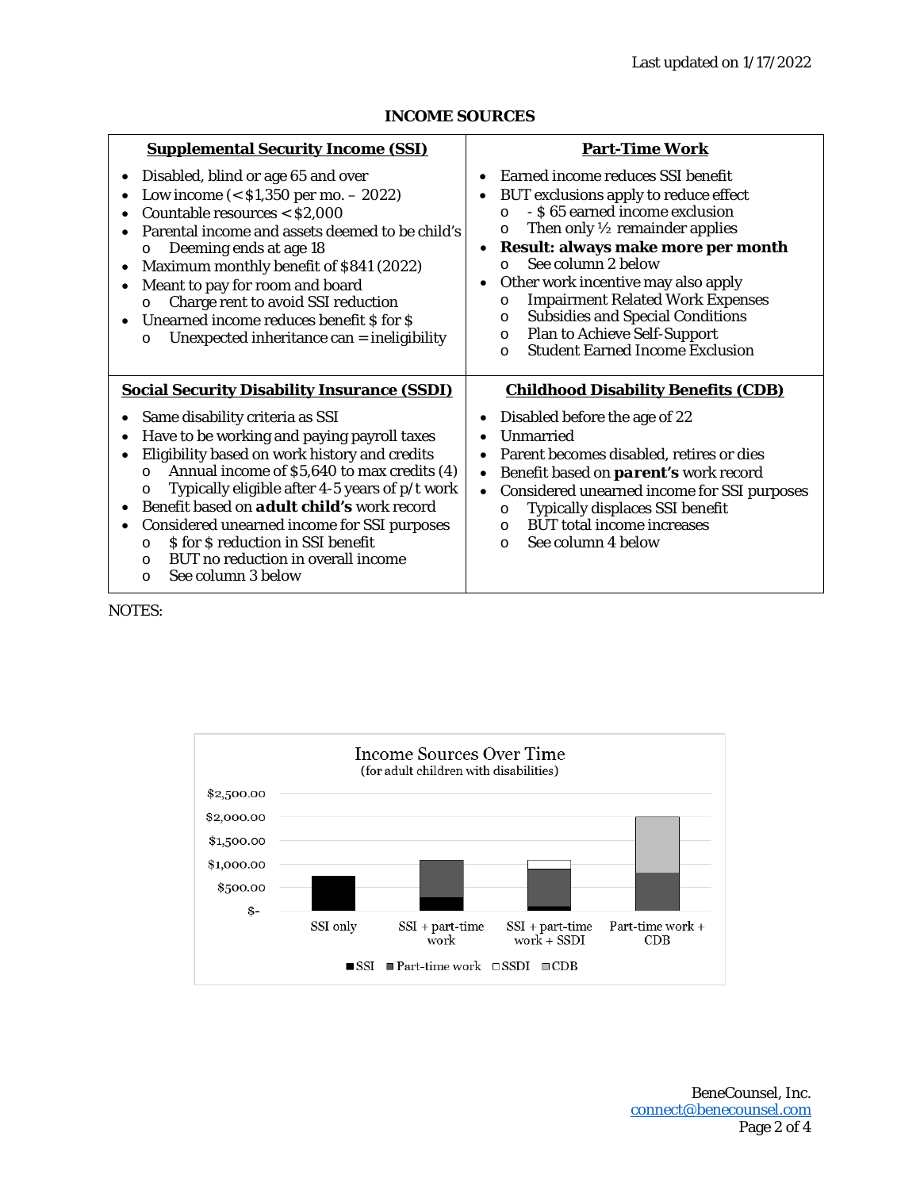Last updated on 1/17/2022

## INCOME SOURCES

### Supplemental Security Income (SSI)

- Disabled, blind or age 65 and over
- Low income (< $1,350 per mo. – 2022)
- Countable resources < $2,000
- Parental income and assets deemed to be child's
  - Deeming ends at age 18
- Maximum monthly benefit of $841 (2022)
- Meant to pay for room and board
  - Charge rent to avoid SSI reduction
- Unearned income reduces benefit $ for $
  - Unexpected inheritance can = ineligibility

### Part-Time Work

- Earned income reduces SSI benefit
- BUT exclusions apply to reduce effect
  - - $ 65 earned income exclusion
  - Then only ½ remainder applies
- **Result: always make more per month**
  - See column 2 below
- Other work incentive may also apply
  - Impairment Related Work Expenses
  - Subsidies and Special Conditions
  - Plan to Achieve Self-Support
  - Student Earned Income Exclusion

### Social Security Disability Insurance (SSDI)

- Same disability criteria as SSI
- Have to be working and paying payroll taxes
- Eligibility based on work history and credits
  - Annual income of $5,640 to max credits (4)
  - Typically eligible after 4-5 years of p/t work
- Benefit based on **adult child's** work record
- Considered unearned income for SSI purposes
  - $ for $ reduction in SSI benefit
  - BUT no reduction in overall income
  - See column 3 below

### Childhood Disability Benefits (CDB)

- Disabled before the age of 22
- Unmarried
- Parent becomes disabled, retires or dies
- Benefit based on **parent's** work record
- Considered unearned income for SSI purposes
  - Typically displaces SSI benefit
  - BUT total income increases
  - See column 4 below

NOTES:

**Income Sources Over Time**
(for adult children with disabilities)

| | SSI | Part-time work | SSDI | CDB |
|---|---|---|---|---|
| SSI only | ~$750 | | | |
| SSI + part-time work | ~$300 | ~$800 | | |
| SSI + part-time work + SSDI | ~$100 | ~$800 | ~$200 | |
| Part-time work + CDB | | ~$800 | | ~$1,200 |

Legend: ■ SSI ■ Part-time work □ SSDI ■ CDB

BeneCounsel, Inc.
connect@benecounsel.com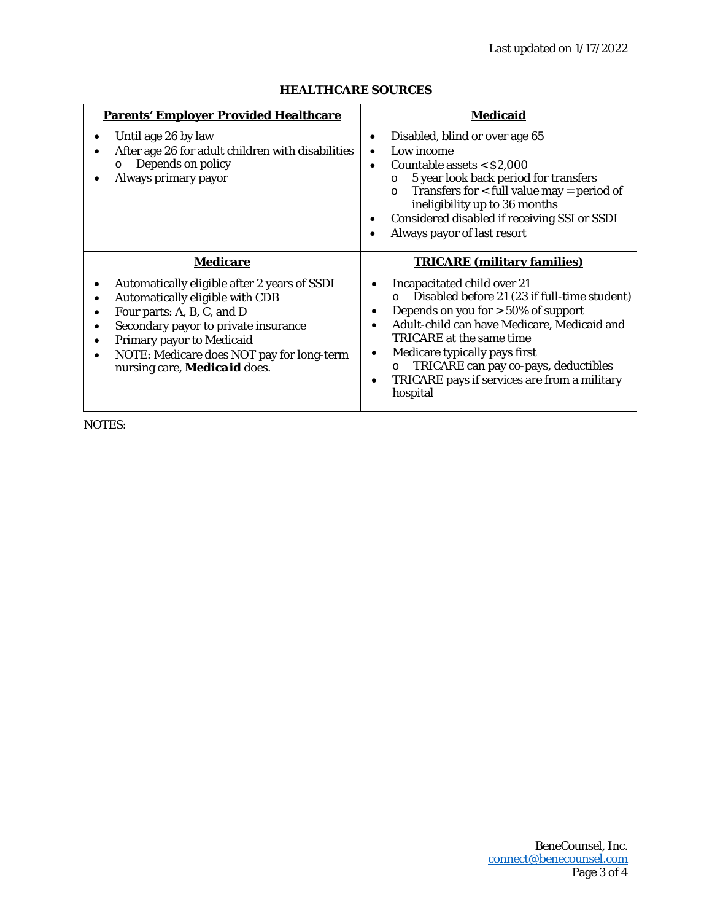Last updated on 1/17/2022

## HEALTHCARE SOURCES

### Parents' Employer Provided Healthcare

- Until age 26 by law
- After age 26 for adult children with disabilities
  - Depends on policy
- Always primary payor

### Medicaid

- Disabled, blind or over age 65
- Low income
- Countable assets < $2,000
  - 5 year look back period for transfers
  - Transfers for < full value may = period of ineligibility up to 36 months
- Considered disabled if receiving SSI or SSDI
- Always payor of last resort

### Medicare

- Automatically eligible after 2 years of SSDI
- Automatically eligible with CDB
- Four parts: A, B, C, and D
- Secondary payor to private insurance
- Primary payor to Medicaid
- NOTE: Medicare does NOT pay for long-term nursing care, ***Medicaid*** does.

### TRICARE (military families)

- Incapacitated child over 21
  - Disabled before 21 (23 if full-time student)
- Depends on you for > 50% of support
- Adult-child can have Medicare, Medicaid and TRICARE at the same time
- Medicare typically pays first
  - TRICARE can pay co-pays, deductibles
- TRICARE pays if services are from a military hospital

NOTES: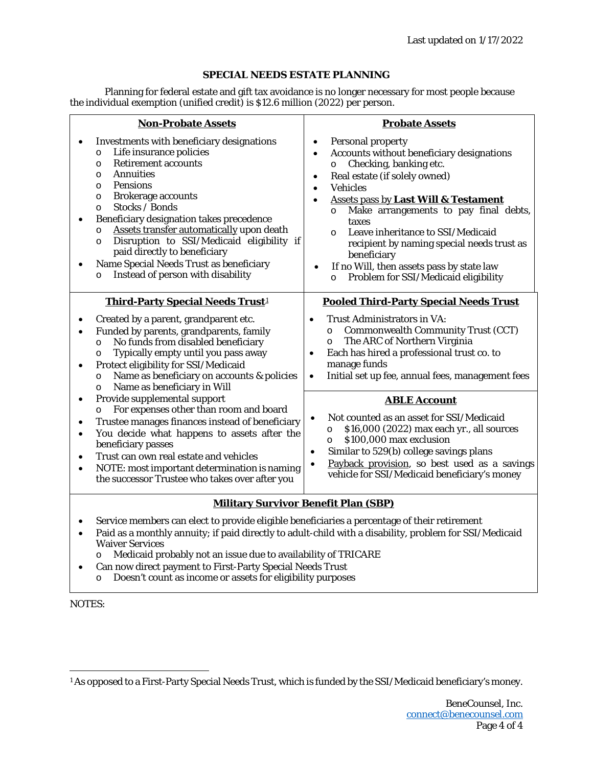Last updated on 1/17/2022

# SPECIAL NEEDS ESTATE PLANNING

Planning for federal estate and gift tax avoidance is no longer necessary for most people because the individual exemption (unified credit) is $12.6 million (2022) per person.

## Non-Probate Assets

- Investments with beneficiary designations
  - Life insurance policies
  - Retirement accounts
  - Annuities
  - Pensions
  - Brokerage accounts
  - Stocks / Bonds
- Beneficiary designation takes precedence
  - Assets transfer automatically upon death
  - Disruption to SSI/Medicaid eligibility if paid directly to beneficiary
- Name Special Needs Trust as beneficiary
  - Instead of person with disability

## Probate Assets

- Personal property
- Accounts without beneficiary designations
  - Checking, banking etc.
- Real estate (if solely owned)
- Vehicles
- Assets pass by **Last Will & Testament**
  - Make arrangements to pay final debts, taxes
  - Leave inheritance to SSI/Medicaid recipient by naming special needs trust as beneficiary
- If no Will, then assets pass by state law
  - Problem for SSI/Medicaid eligibility

## Third-Party Special Needs Trust[1]

- Created by a parent, grandparent etc.
- Funded by parents, grandparents, family
  - No funds from disabled beneficiary
  - Typically empty until you pass away
- Protect eligibility for SSI/Medicaid
  - Name as beneficiary on accounts & policies
  - Name as beneficiary in Will
- Provide supplemental support
  - For expenses other than room and board
- Trustee manages finances instead of beneficiary
- You decide what happens to assets after the beneficiary passes
- Trust can own real estate and vehicles
- NOTE: most important determination is naming the successor Trustee who takes over after you

## Pooled Third-Party Special Needs Trust

- Trust Administrators in VA:
  - Commonwealth Community Trust (CCT)
  - The ARC of Northern Virginia
- Each has hired a professional trust co. to manage funds
- Initial set up fee, annual fees, management fees

## ABLE Account

- Not counted as an asset for SSI/Medicaid
  - $16,000 (2022) max each yr., all sources
  - $100,000 max exclusion
- Similar to 529(b) college savings plans
- Payback provision, so best used as a savings vehicle for SSI/Medicaid beneficiary's money

## Military Survivor Benefit Plan (SBP)

- Service members can elect to provide eligible beneficiaries a percentage of their retirement
- Paid as a monthly annuity; if paid directly to adult-child with a disability, problem for SSI/Medicaid Waiver Services
  - Medicaid probably not an issue due to availability of TRICARE
- Can now direct payment to First-Party Special Needs Trust
  - Doesn't count as income or assets for eligibility purposes

NOTES:

[1] As opposed to a First-Party Special Needs Trust, which is funded by the SSI/Medicaid beneficiary's money.

BeneCounsel, Inc.
connect@benecounsel.com